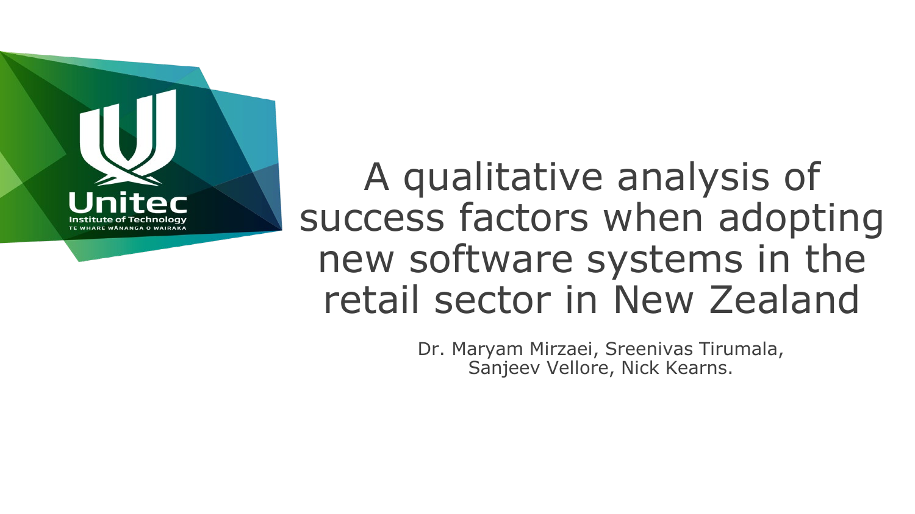# A qualitative analysis of success factors when adopting new software systems in the retail sector in New Zealand

Dr. Maryam Mirzaei, Sreenivas Tirumala, Sanjeev Vellore, Nick Kearns.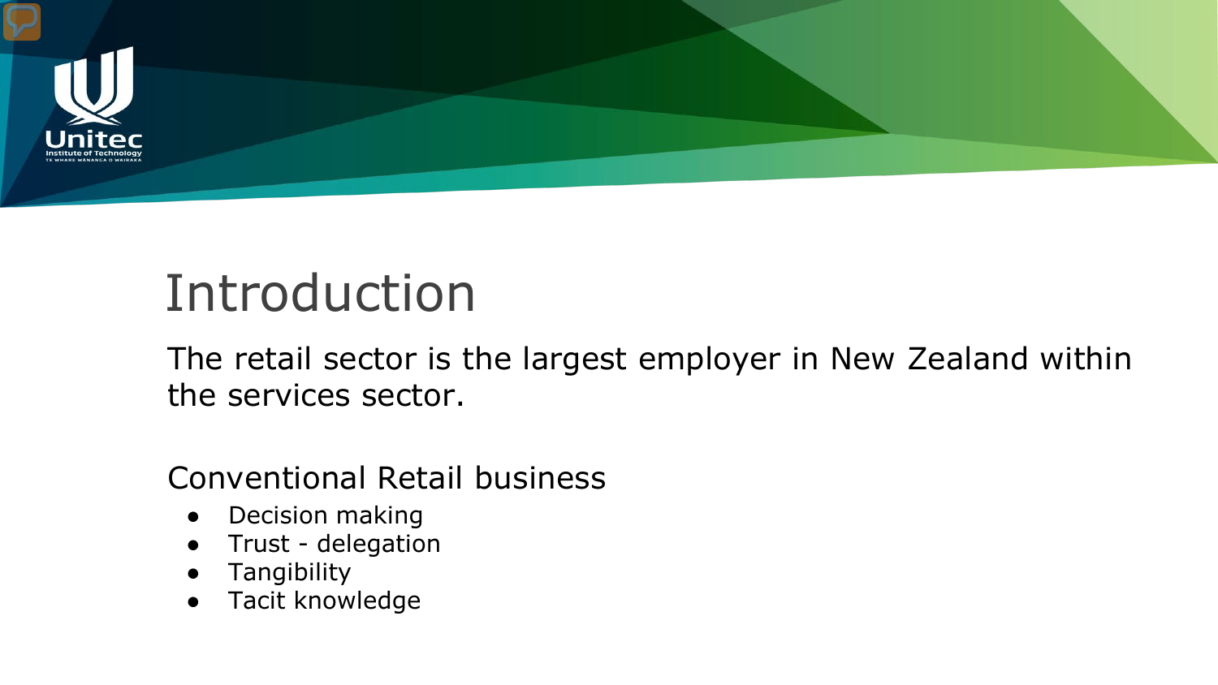# Introduction

The retail sector is the largest employer in New Zealand within the services sector.

Conventional Retail business

- Decision making
- Trust - delegation
- Tangibility
- Tacit knowledge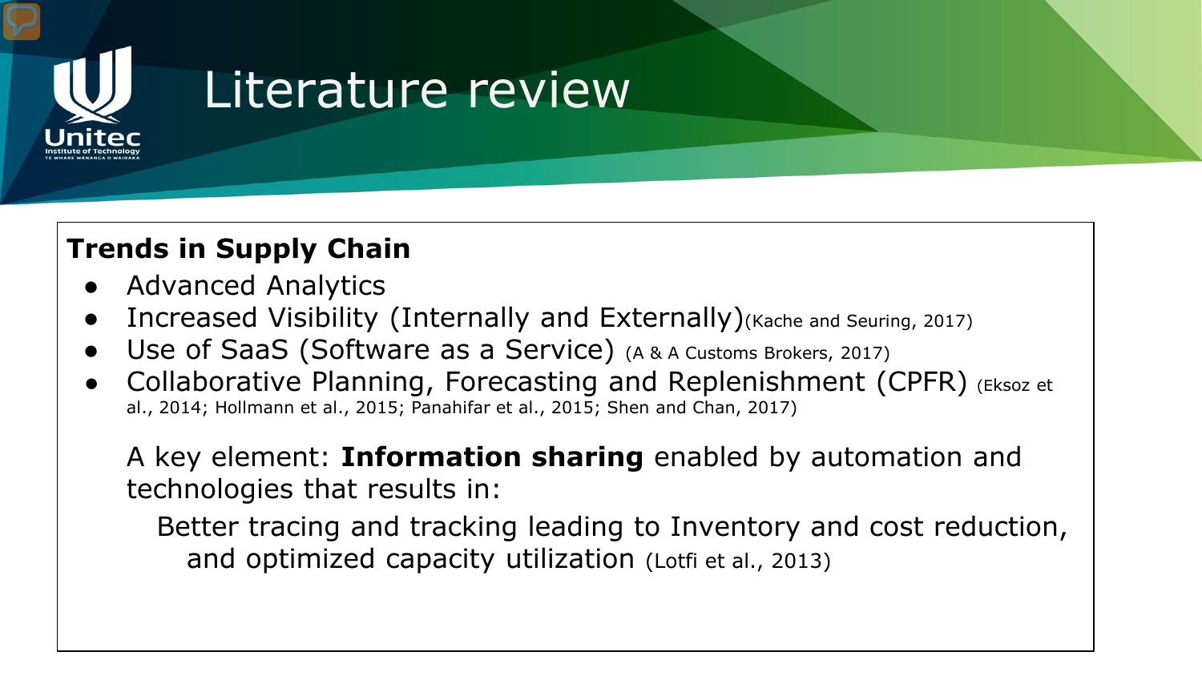# Literature review

**Trends in Supply Chain**

- Advanced Analytics
- Increased Visibility (Internally and Externally)(Kache and Seuring, 2017)
- Use of SaaS (Software as a Service) (A & A Customs Brokers, 2017)
- Collaborative Planning, Forecasting and Replenishment (CPFR) (Eksoz et al., 2014; Hollmann et al., 2015; Panahifar et al., 2015; Shen and Chan, 2017)

A key element: **Information sharing** enabled by automation and technologies that results in:

Better tracing and tracking leading to Inventory and cost reduction, and optimized capacity utilization (Lotfi et al., 2013)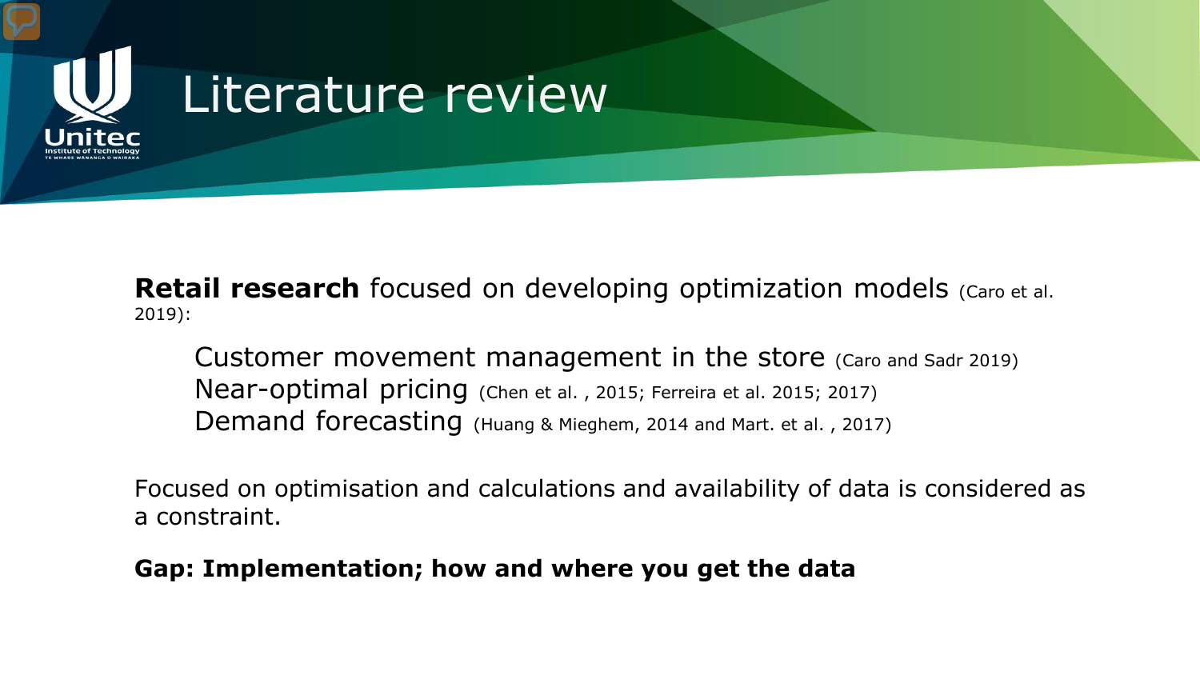# Literature review

**Retail research** focused on developing optimization models (Caro et al. 2019):

- Customer movement management in the store (Caro and Sadr 2019)
- Near-optimal pricing (Chen et al. , 2015; Ferreira et al. 2015; 2017)
- Demand forecasting (Huang & Mieghem, 2014 and Mart. et al. , 2017)

Focused on optimisation and calculations and availability of data is considered as a constraint.

**Gap: Implementation; how and where you get the data**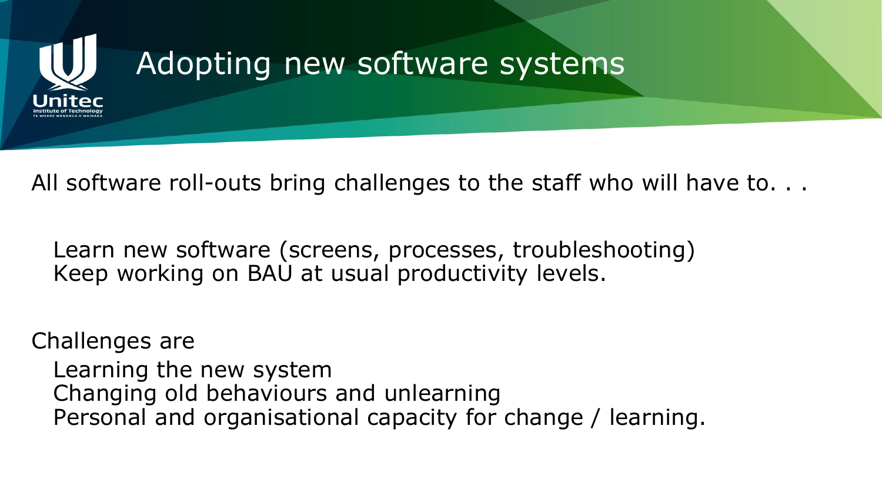# Adopting new software systems

All software roll-outs bring challenges to the staff who will have to. . .

- Learn new software (screens, processes, troubleshooting)
- Keep working on BAU at usual productivity levels.

Challenges are

- Learning the new system
- Changing old behaviours and unlearning
- Personal and organisational capacity for change / learning.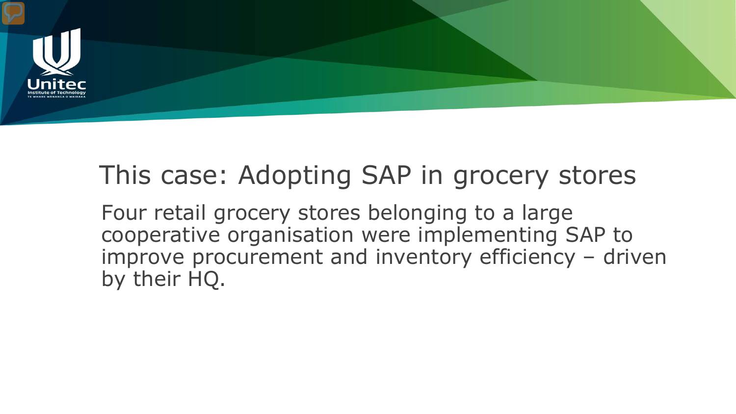# This case: Adopting SAP in grocery stores

Four retail grocery stores belonging to a large cooperative organisation were implementing SAP to improve procurement and inventory efficiency – driven by their HQ.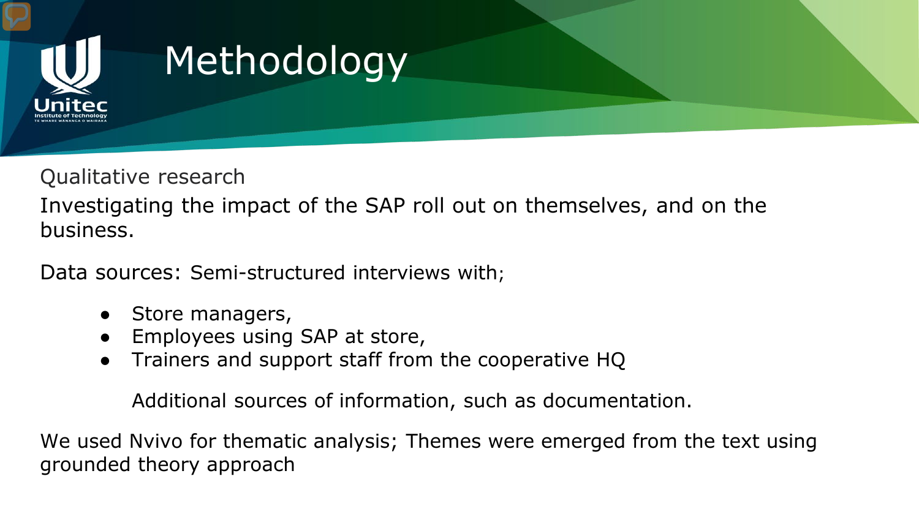# Methodology

Qualitative research

Investigating the impact of the SAP roll out on themselves, and on the business.

Data sources: Semi-structured interviews with;

- Store managers,
- Employees using SAP at store,
- Trainers and support staff from the cooperative HQ

  Additional sources of information, such as documentation.

We used Nvivo for thematic analysis; Themes were emerged from the text using grounded theory approach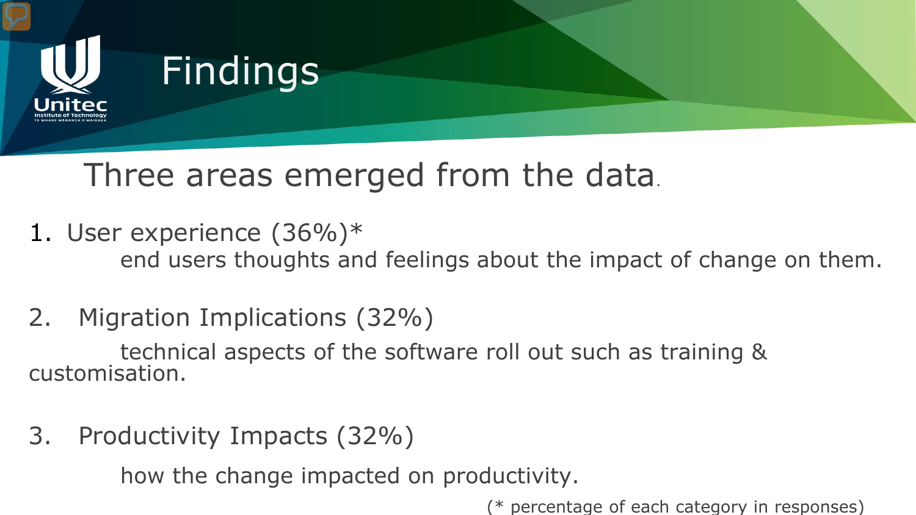# Findings

## Three areas emerged from the data.

1. User experience (36%)*
   end users thoughts and feelings about the impact of change on them.

2. Migration Implications (32%)
   technical aspects of the software roll out such as training & customisation.

3. Productivity Impacts (32%)
   how the change impacted on productivity.

(* percentage of each category in responses)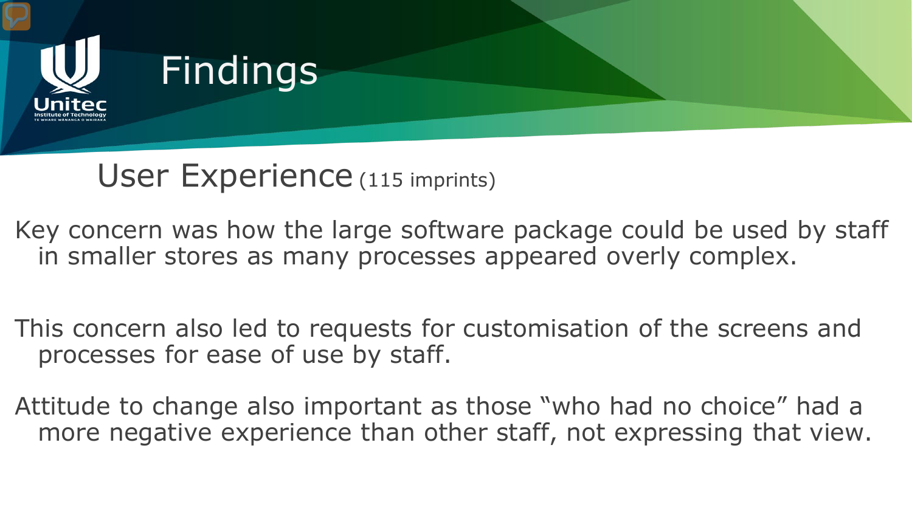# Findings

## User Experience (115 imprints)

Key concern was how the large software package could be used by staff in smaller stores as many processes appeared overly complex.

This concern also led to requests for customisation of the screens and processes for ease of use by staff.

Attitude to change also important as those "who had no choice" had a more negative experience than other staff, not expressing that view.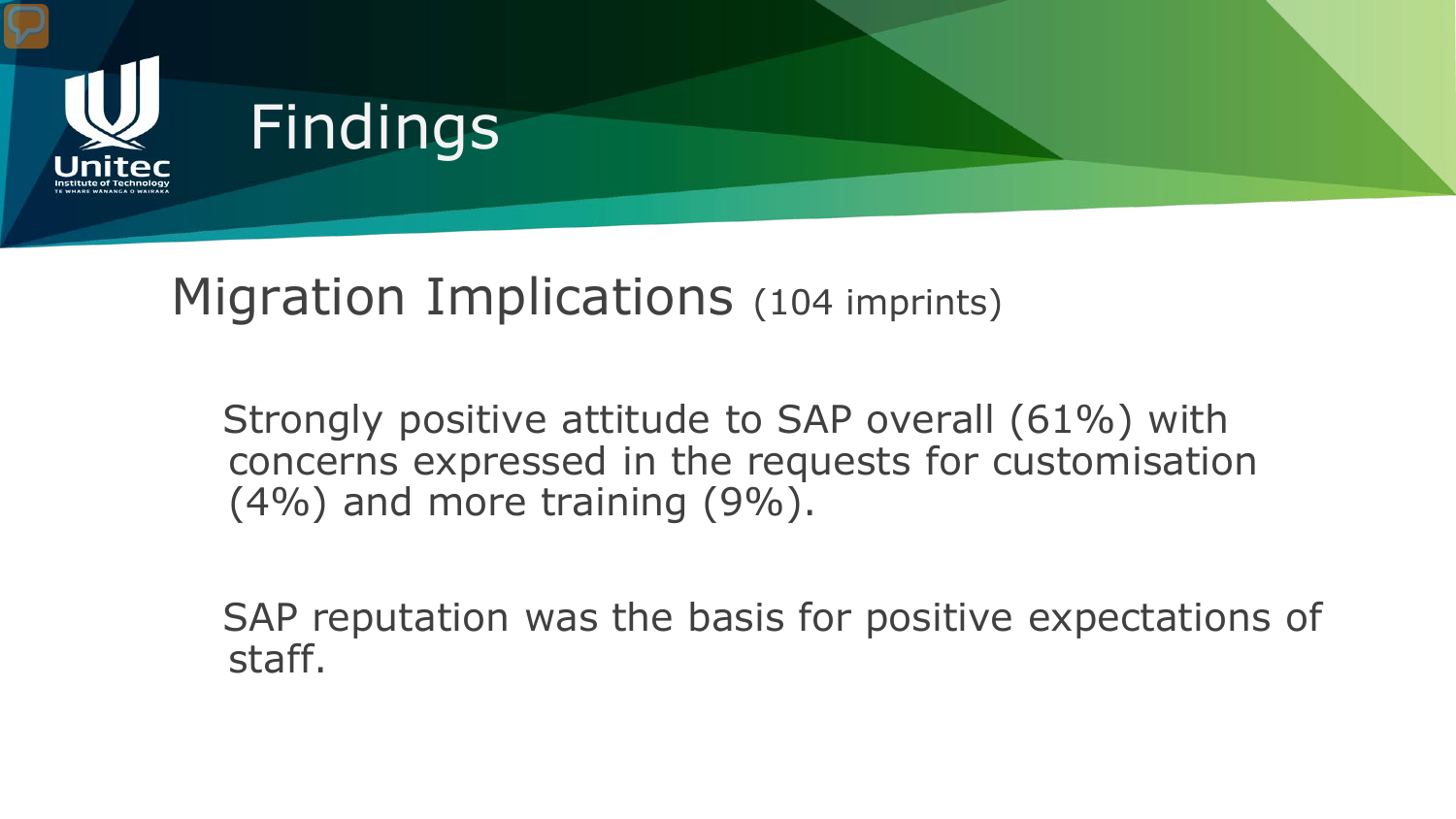# Findings

## Migration Implications (104 imprints)

Strongly positive attitude to SAP overall (61%) with concerns expressed in the requests for customisation (4%) and more training (9%).

SAP reputation was the basis for positive expectations of staff.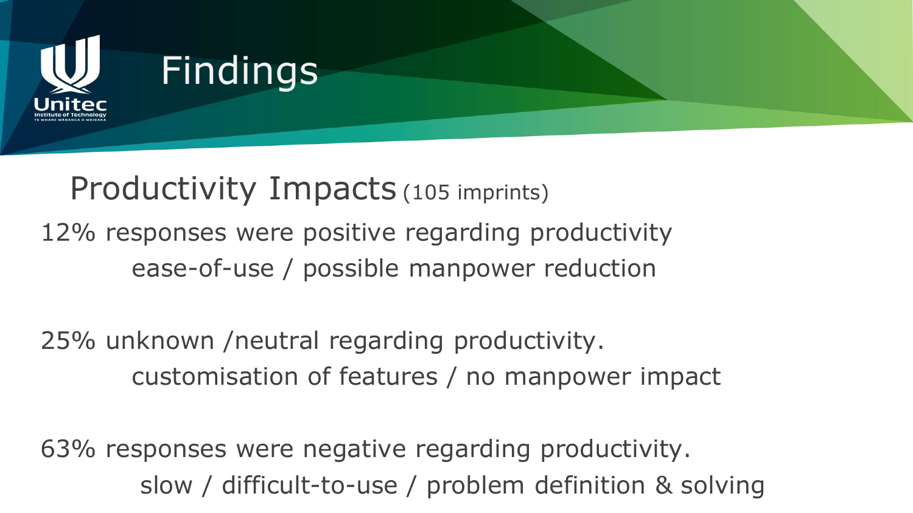# Findings

## Productivity Impacts (105 imprints)

12% responses were positive regarding productivity

ease-of-use / possible manpower reduction

25% unknown /neutral regarding productivity.

customisation of features / no manpower impact

63% responses were negative regarding productivity.

slow / difficult-to-use / problem definition & solving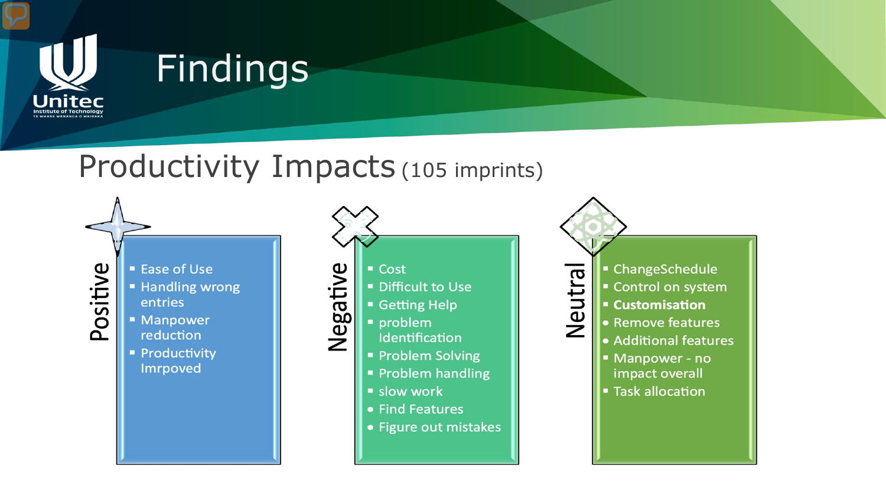# Findings

## Productivity Impacts (105 imprints)

### Positive

- Ease of Use
- Handling wrong entries
- Manpower reduction
- Productivity Imrpoved

### Negative

- Cost
- Difficult to Use
- Getting Help
- problem Identification
- Problem Solving
- Problem handling
- slow work
- Find Features
- Figure out mistakes

### Neutral

- ChangeSchedule
- Control on system
- **Customisation**
  - Remove features
  - Additional features
- Manpower - no impact overall
- Task allocation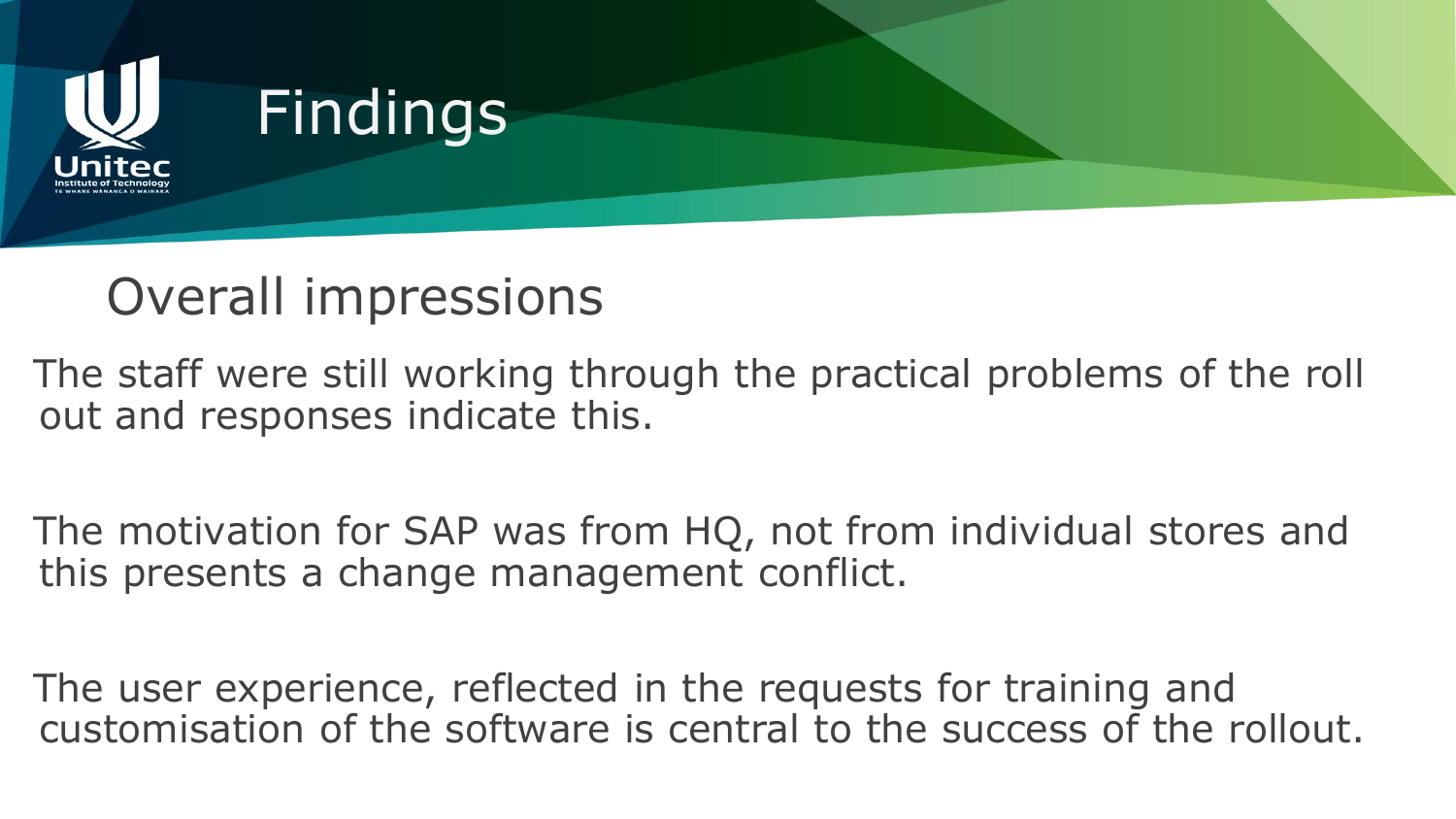# Findings

## Overall impressions

The staff were still working through the practical problems of the roll out and responses indicate this.

The motivation for SAP was from HQ, not from individual stores and this presents a change management conflict.

The user experience, reflected in the requests for training and customisation of the software is central to the success of the rollout.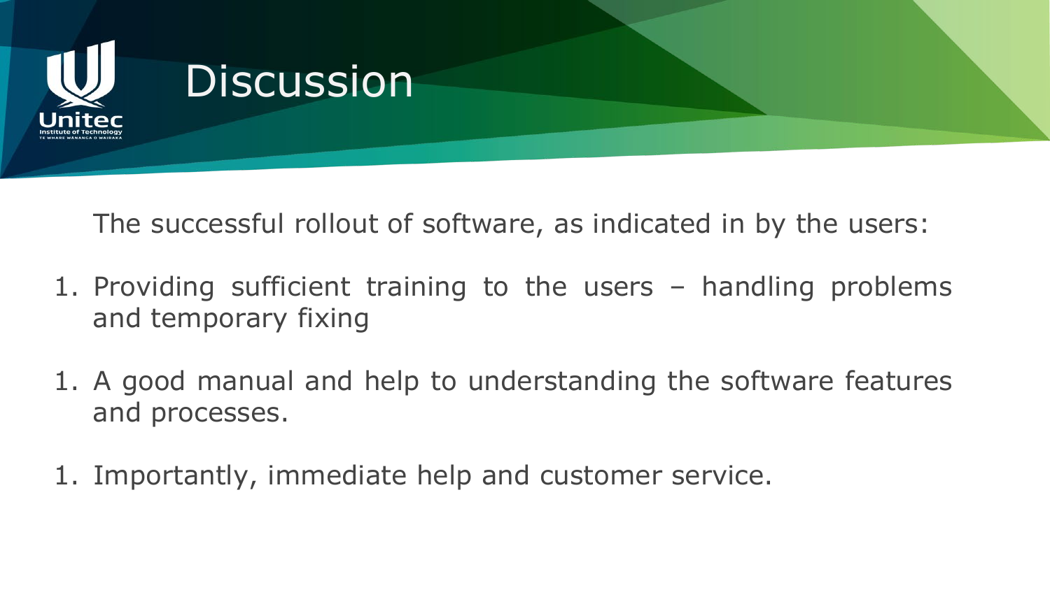# Discussion

The successful rollout of software, as indicated in by the users:

1. Providing sufficient training to the users – handling problems and temporary fixing

1. A good manual and help to understanding the software features and processes.

1. Importantly, immediate help and customer service.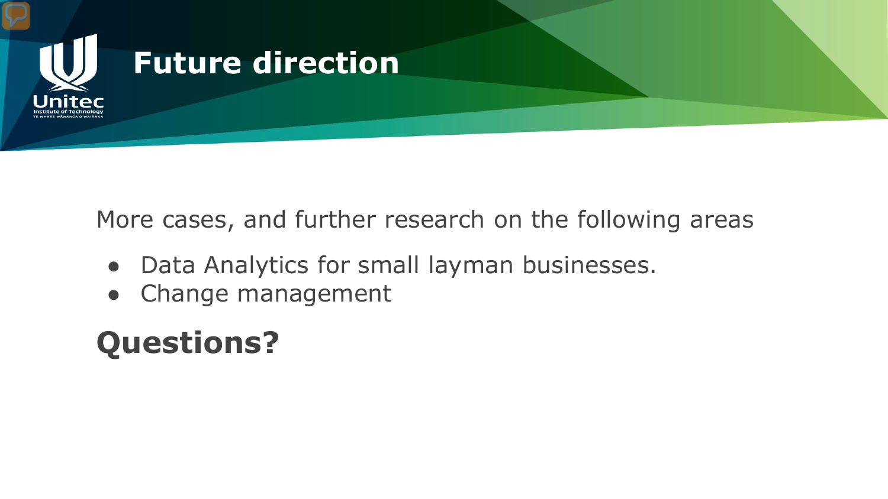# Future direction

More cases, and further research on the following areas

- Data Analytics for small layman businesses.
- Change management

## Questions?